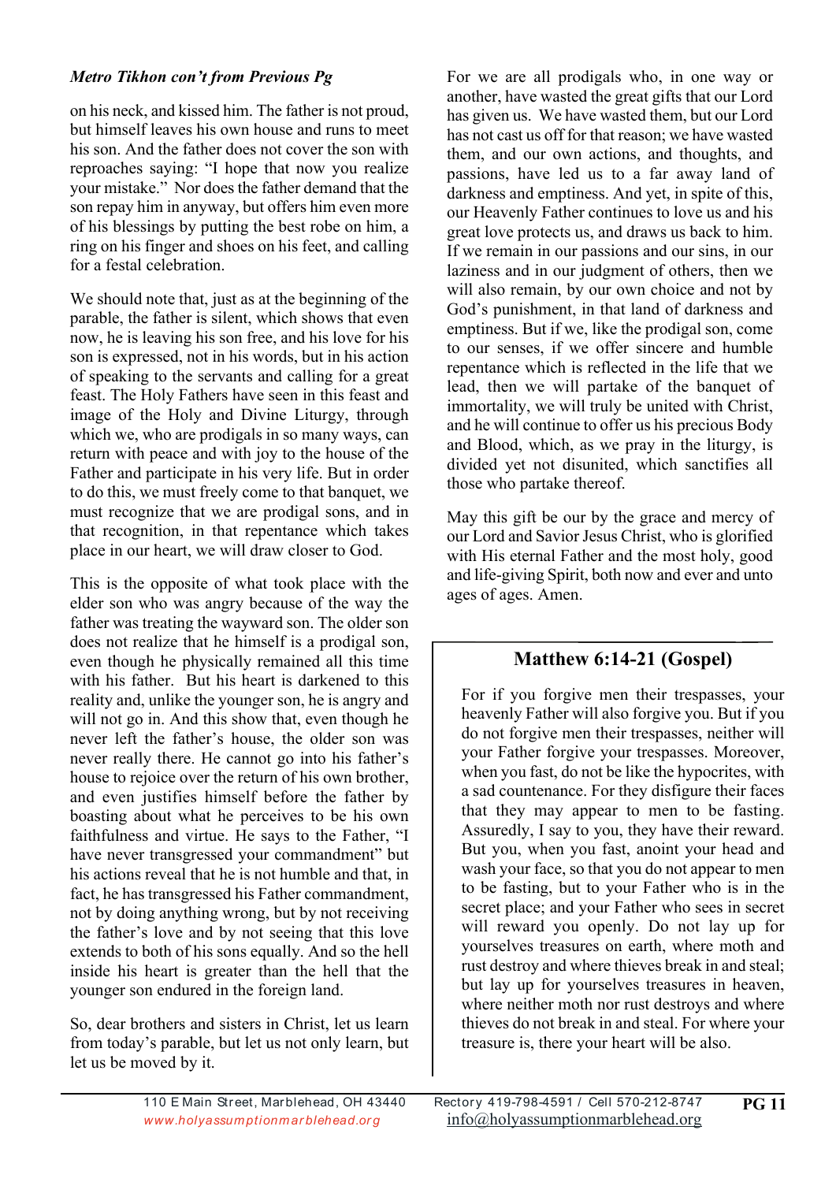***Metro Tikhon con't from Previous Pg***

on his neck, and kissed him. The father is not proud, but himself leaves his own house and runs to meet his son. And the father does not cover the son with reproaches saying: "I hope that now you realize your mistake." Nor does the father demand that the son repay him in anyway, but offers him even more of his blessings by putting the best robe on him, a ring on his finger and shoes on his feet, and calling for a festal celebration.

We should note that, just as at the beginning of the parable, the father is silent, which shows that even now, he is leaving his son free, and his love for his son is expressed, not in his words, but in his action of speaking to the servants and calling for a great feast. The Holy Fathers have seen in this feast and image of the Holy and Divine Liturgy, through which we, who are prodigals in so many ways, can return with peace and with joy to the house of the Father and participate in his very life. But in order to do this, we must freely come to that banquet, we must recognize that we are prodigal sons, and in that recognition, in that repentance which takes place in our heart, we will draw closer to God.

This is the opposite of what took place with the elder son who was angry because of the way the father was treating the wayward son. The older son does not realize that he himself is a prodigal son, even though he physically remained all this time with his father. But his heart is darkened to this reality and, unlike the younger son, he is angry and will not go in. And this show that, even though he never left the father's house, the older son was never really there. He cannot go into his father's house to rejoice over the return of his own brother, and even justifies himself before the father by boasting about what he perceives to be his own faithfulness and virtue. He says to the Father, "I have never transgressed your commandment" but his actions reveal that he is not humble and that, in fact, he has transgressed his Father commandment, not by doing anything wrong, but by not receiving the father's love and by not seeing that this love extends to both of his sons equally. And so the hell inside his heart is greater than the hell that the younger son endured in the foreign land.

So, dear brothers and sisters in Christ, let us learn from today's parable, but let us not only learn, but let us be moved by it.

For we are all prodigals who, in one way or another, have wasted the great gifts that our Lord has given us. We have wasted them, but our Lord has not cast us off for that reason; we have wasted them, and our own actions, and thoughts, and passions, have led us to a far away land of darkness and emptiness. And yet, in spite of this, our Heavenly Father continues to love us and his great love protects us, and draws us back to him. If we remain in our passions and our sins, in our laziness and in our judgment of others, then we will also remain, by our own choice and not by God's punishment, in that land of darkness and emptiness. But if we, like the prodigal son, come to our senses, if we offer sincere and humble repentance which is reflected in the life that we lead, then we will partake of the banquet of immortality, we will truly be united with Christ, and he will continue to offer us his precious Body and Blood, which, as we pray in the liturgy, is divided yet not disunited, which sanctifies all those who partake thereof.

May this gift be our by the grace and mercy of our Lord and Savior Jesus Christ, who is glorified with His eternal Father and the most holy, good and life-giving Spirit, both now and ever and unto ages of ages. Amen.

## Matthew 6:14-21 (Gospel)

For if you forgive men their trespasses, your heavenly Father will also forgive you. But if you do not forgive men their trespasses, neither will your Father forgive your trespasses. Moreover, when you fast, do not be like the hypocrites, with a sad countenance. For they disfigure their faces that they may appear to men to be fasting. Assuredly, I say to you, they have their reward. But you, when you fast, anoint your head and wash your face, so that you do not appear to men to be fasting, but to your Father who is in the secret place; and your Father who sees in secret will reward you openly. Do not lay up for yourselves treasures on earth, where moth and rust destroy and where thieves break in and steal; but lay up for yourselves treasures in heaven, where neither moth nor rust destroys and where thieves do not break in and steal. For where your treasure is, there your heart will be also.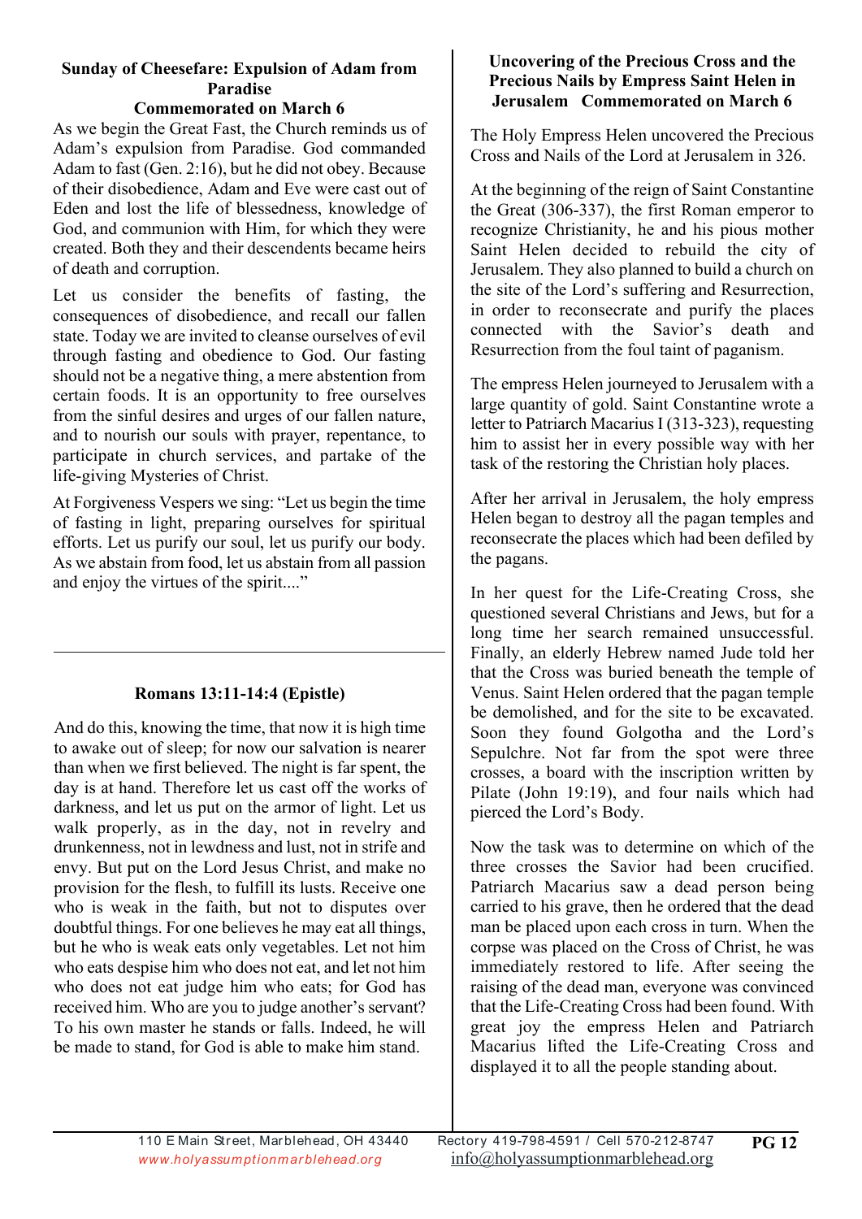### Sunday of Cheesefare: Expulsion of Adam from Paradise
### Commemorated on March 6

As we begin the Great Fast, the Church reminds us of Adam's expulsion from Paradise. God commanded Adam to fast (Gen. 2:16), but he did not obey. Because of their disobedience, Adam and Eve were cast out of Eden and lost the life of blessedness, knowledge of God, and communion with Him, for which they were created. Both they and their descendents became heirs of death and corruption.

Let us consider the benefits of fasting, the consequences of disobedience, and recall our fallen state. Today we are invited to cleanse ourselves of evil through fasting and obedience to God. Our fasting should not be a negative thing, a mere abstention from certain foods. It is an opportunity to free ourselves from the sinful desires and urges of our fallen nature, and to nourish our souls with prayer, repentance, to participate in church services, and partake of the life-giving Mysteries of Christ.

At Forgiveness Vespers we sing: "Let us begin the time of fasting in light, preparing ourselves for spiritual efforts. Let us purify our soul, let us purify our body. As we abstain from food, let us abstain from all passion and enjoy the virtues of the spirit...."

---

### Romans 13:11-14:4 (Epistle)

And do this, knowing the time, that now it is high time to awake out of sleep; for now our salvation is nearer than when we first believed. The night is far spent, the day is at hand. Therefore let us cast off the works of darkness, and let us put on the armor of light. Let us walk properly, as in the day, not in revelry and drunkenness, not in lewdness and lust, not in strife and envy. But put on the Lord Jesus Christ, and make no provision for the flesh, to fulfill its lusts. Receive one who is weak in the faith, but not to disputes over doubtful things. For one believes he may eat all things, but he who is weak eats only vegetables. Let not him who eats despise him who does not eat, and let not him who does not eat judge him who eats; for God has received him. Who are you to judge another's servant? To his own master he stands or falls. Indeed, he will be made to stand, for God is able to make him stand.

### Uncovering of the Precious Cross and the Precious Nails by Empress Saint Helen in Jerusalem Commemorated on March 6

The Holy Empress Helen uncovered the Precious Cross and Nails of the Lord at Jerusalem in 326.

At the beginning of the reign of Saint Constantine the Great (306-337), the first Roman emperor to recognize Christianity, he and his pious mother Saint Helen decided to rebuild the city of Jerusalem. They also planned to build a church on the site of the Lord's suffering and Resurrection, in order to reconsecrate and purify the places connected with the Savior's death and Resurrection from the foul taint of paganism.

The empress Helen journeyed to Jerusalem with a large quantity of gold. Saint Constantine wrote a letter to Patriarch Macarius I (313-323), requesting him to assist her in every possible way with her task of the restoring the Christian holy places.

After her arrival in Jerusalem, the holy empress Helen began to destroy all the pagan temples and reconsecrate the places which had been defiled by the pagans.

In her quest for the Life-Creating Cross, she questioned several Christians and Jews, but for a long time her search remained unsuccessful. Finally, an elderly Hebrew named Jude told her that the Cross was buried beneath the temple of Venus. Saint Helen ordered that the pagan temple be demolished, and for the site to be excavated. Soon they found Golgotha and the Lord's Sepulchre. Not far from the spot were three crosses, a board with the inscription written by Pilate (John 19:19), and four nails which had pierced the Lord's Body.

Now the task was to determine on which of the three crosses the Savior had been crucified. Patriarch Macarius saw a dead person being carried to his grave, then he ordered that the dead man be placed upon each cross in turn. When the corpse was placed on the Cross of Christ, he was immediately restored to life. After seeing the raising of the dead man, everyone was convinced that the Life-Creating Cross had been found. With great joy the empress Helen and Patriarch Macarius lifted the Life-Creating Cross and displayed it to all the people standing about.